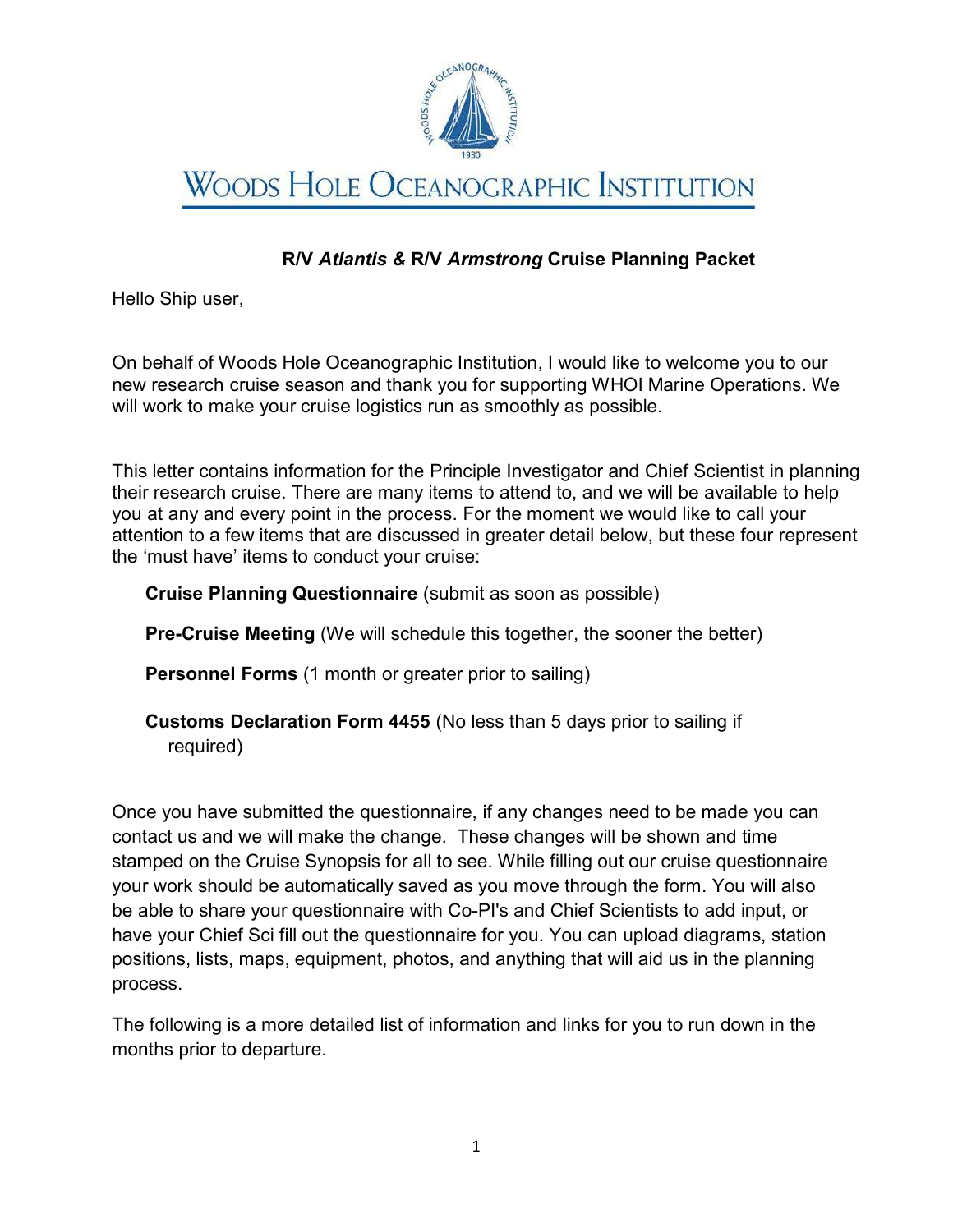# WOODS HOLE OCEANOGRAPHIC INSTITUTION

## R/V *Atlantis* & R/V *Armstrong* Cruise Planning Packet

Hello Ship user,

On behalf of Woods Hole Oceanographic Institution, I would like to welcome you to our new research cruise season and thank you for supporting WHOI Marine Operations. We will work to make your cruise logistics run as smoothly as possible.

This letter contains information for the Principle Investigator and Chief Scientist in planning their research cruise. There are many items to attend to, and we will be available to help you at any and every point in the process. For the moment we would like to call your attention to a few items that are discussed in greater detail below, but these four represent the 'must have' items to conduct your cruise:

- **Cruise Planning Questionnaire** (submit as soon as possible)
- **Pre-Cruise Meeting** (We will schedule this together, the sooner the better)
- **Personnel Forms** (1 month or greater prior to sailing)
- **Customs Declaration Form 4455** (No less than 5 days prior to sailing if required)

Once you have submitted the questionnaire, if any changes need to be made you can contact us and we will make the change. These changes will be shown and time stamped on the Cruise Synopsis for all to see. While filling out our cruise questionnaire your work should be automatically saved as you move through the form. You will also be able to share your questionnaire with Co-PI's and Chief Scientists to add input, or have your Chief Sci fill out the questionnaire for you. You can upload diagrams, station positions, lists, maps, equipment, photos, and anything that will aid us in the planning process.

The following is a more detailed list of information and links for you to run down in the months prior to departure.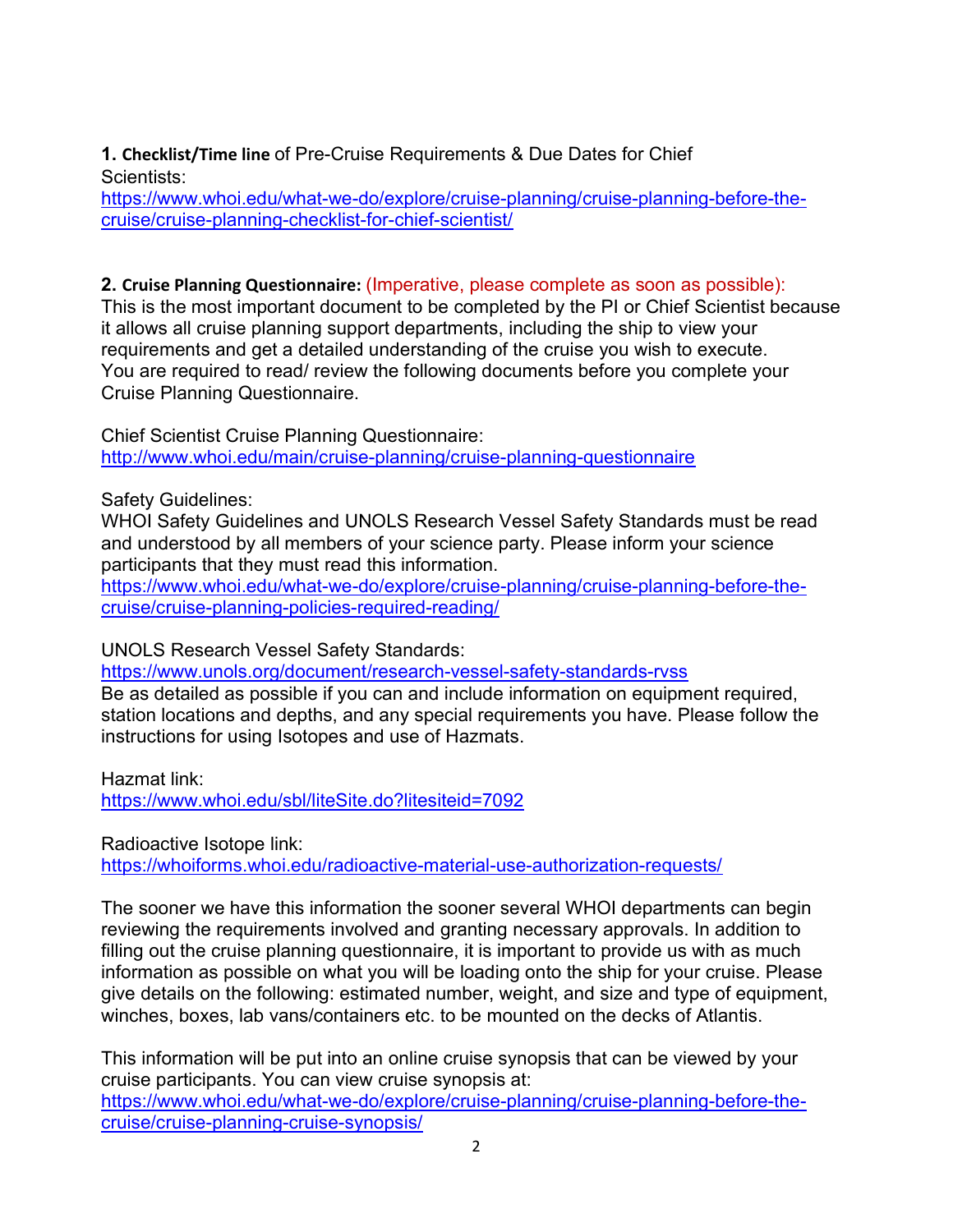**1. Checklist/Time line** of Pre-Cruise Requirements & Due Dates for Chief Scientists:
https://www.whoi.edu/what-we-do/explore/cruise-planning/cruise-planning-before-the-cruise/cruise-planning-checklist-for-chief-scientist/

**2. Cruise Planning Questionnaire:** (Imperative, please complete as soon as possible):
This is the most important document to be completed by the PI or Chief Scientist because it allows all cruise planning support departments, including the ship to view your requirements and get a detailed understanding of the cruise you wish to execute.
You are required to read/ review the following documents before you complete your Cruise Planning Questionnaire.

Chief Scientist Cruise Planning Questionnaire:
http://www.whoi.edu/main/cruise-planning/cruise-planning-questionnaire

Safety Guidelines:
WHOI Safety Guidelines and UNOLS Research Vessel Safety Standards must be read and understood by all members of your science party. Please inform your science participants that they must read this information.
https://www.whoi.edu/what-we-do/explore/cruise-planning/cruise-planning-before-the-cruise/cruise-planning-policies-required-reading/

UNOLS Research Vessel Safety Standards:
https://www.unols.org/document/research-vessel-safety-standards-rvss
Be as detailed as possible if you can and include information on equipment required, station locations and depths, and any special requirements you have. Please follow the instructions for using Isotopes and use of Hazmats.

Hazmat link:
https://www.whoi.edu/sbl/liteSite.do?litesiteid=7092

Radioactive Isotope link:
https://whoiforms.whoi.edu/radioactive-material-use-authorization-requests/

The sooner we have this information the sooner several WHOI departments can begin reviewing the requirements involved and granting necessary approvals. In addition to filling out the cruise planning questionnaire, it is important to provide us with as much information as possible on what you will be loading onto the ship for your cruise. Please give details on the following: estimated number, weight, and size and type of equipment, winches, boxes, lab vans/containers etc. to be mounted on the decks of Atlantis.

This information will be put into an online cruise synopsis that can be viewed by your cruise participants. You can view cruise synopsis at:
https://www.whoi.edu/what-we-do/explore/cruise-planning/cruise-planning-before-the-cruise/cruise-planning-cruise-synopsis/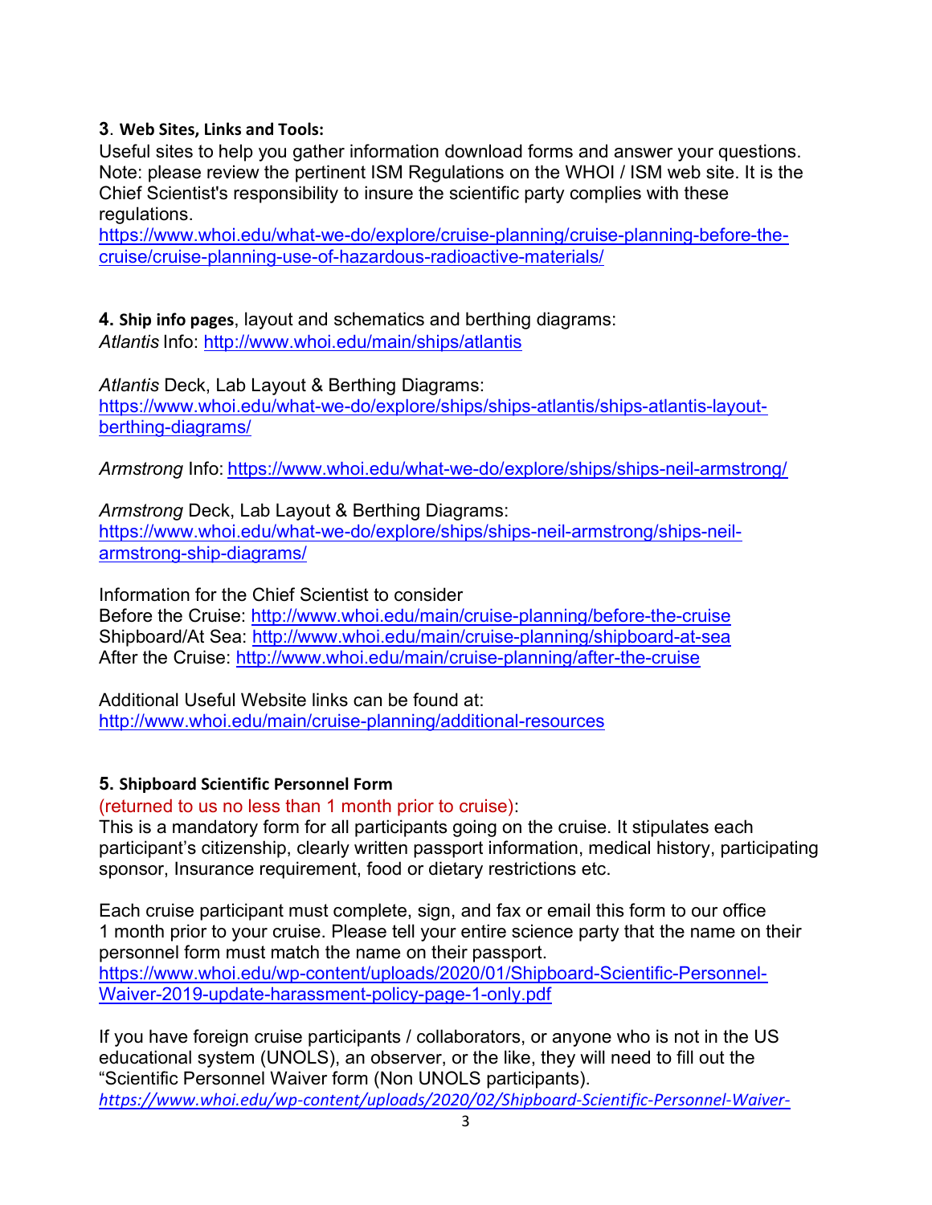**3. Web Sites, Links and Tools:**

Useful sites to help you gather information download forms and answer your questions. Note: please review the pertinent ISM Regulations on the WHOI / ISM web site. It is the Chief Scientist's responsibility to insure the scientific party complies with these regulations.
https://www.whoi.edu/what-we-do/explore/cruise-planning/cruise-planning-before-the-cruise/cruise-planning-use-of-hazardous-radioactive-materials/

**4. Ship info pages**, layout and schematics and berthing diagrams:
*Atlantis* Info: http://www.whoi.edu/main/ships/atlantis

*Atlantis* Deck, Lab Layout & Berthing Diagrams:
https://www.whoi.edu/what-we-do/explore/ships/ships-atlantis/ships-atlantis-layout-berthing-diagrams/

*Armstrong* Info: https://www.whoi.edu/what-we-do/explore/ships/ships-neil-armstrong/

*Armstrong* Deck, Lab Layout & Berthing Diagrams:
https://www.whoi.edu/what-we-do/explore/ships/ships-neil-armstrong/ships-neil-armstrong-ship-diagrams/

Information for the Chief Scientist to consider
Before the Cruise: http://www.whoi.edu/main/cruise-planning/before-the-cruise
Shipboard/At Sea: http://www.whoi.edu/main/cruise-planning/shipboard-at-sea
After the Cruise: http://www.whoi.edu/main/cruise-planning/after-the-cruise

Additional Useful Website links can be found at:
http://www.whoi.edu/main/cruise-planning/additional-resources

**5. Shipboard Scientific Personnel Form**
(returned to us no less than 1 month prior to cruise):
This is a mandatory form for all participants going on the cruise. It stipulates each participant's citizenship, clearly written passport information, medical history, participating sponsor, Insurance requirement, food or dietary restrictions etc.

Each cruise participant must complete, sign, and fax or email this form to our office 1 month prior to your cruise. Please tell your entire science party that the name on their personnel form must match the name on their passport.
https://www.whoi.edu/wp-content/uploads/2020/01/Shipboard-Scientific-Personnel-Waiver-2019-update-harassment-policy-page-1-only.pdf

If you have foreign cruise participants / collaborators, or anyone who is not in the US educational system (UNOLS), an observer, or the like, they will need to fill out the "Scientific Personnel Waiver form (Non UNOLS participants).
*https://www.whoi.edu/wp-content/uploads/2020/02/Shipboard-Scientific-Personnel-Waiver-*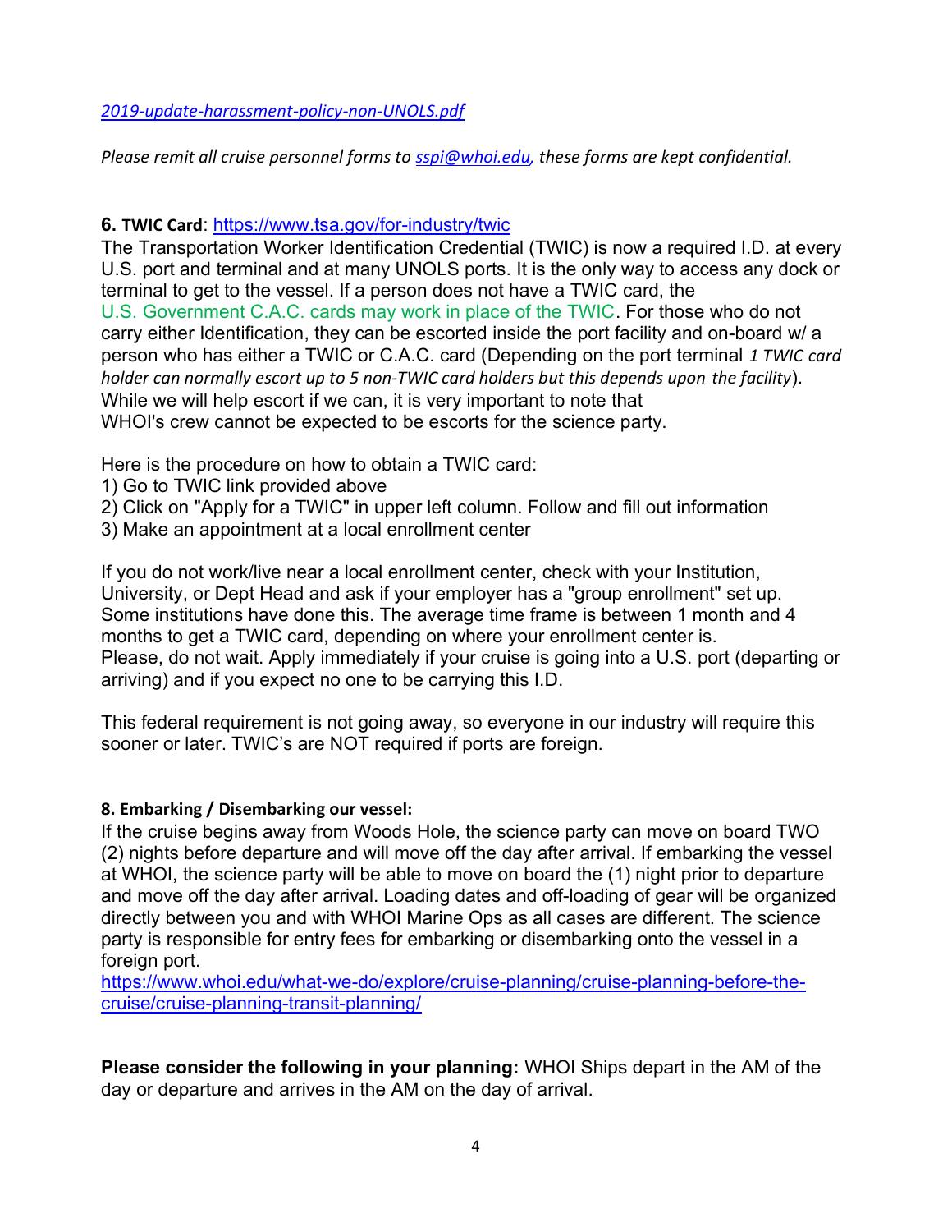*2019-update-harassment-policy-non-UNOLS.pdf*

*Please remit all cruise personnel forms to sspi@whoi.edu, these forms are kept confidential.*

**6. TWIC Card**: https://www.tsa.gov/for-industry/twic

The Transportation Worker Identification Credential (TWIC) is now a required I.D. at every U.S. port and terminal and at many UNOLS ports. It is the only way to access any dock or terminal to get to the vessel. If a person does not have a TWIC card, the U.S. Government C.A.C. cards may work in place of the TWIC. For those who do not carry either Identification, they can be escorted inside the port facility and on-board w/ a person who has either a TWIC or C.A.C. card (Depending on the port terminal *1 TWIC card holder can normally escort up to 5 non-TWIC card holders but this depends upon the facility*). While we will help escort if we can, it is very important to note that WHOI's crew cannot be expected to be escorts for the science party.

Here is the procedure on how to obtain a TWIC card:

1) Go to TWIC link provided above
2) Click on "Apply for a TWIC" in upper left column. Follow and fill out information
3) Make an appointment at a local enrollment center

If you do not work/live near a local enrollment center, check with your Institution, University, or Dept Head and ask if your employer has a "group enrollment" set up. Some institutions have done this. The average time frame is between 1 month and 4 months to get a TWIC card, depending on where your enrollment center is. Please, do not wait. Apply immediately if your cruise is going into a U.S. port (departing or arriving) and if you expect no one to be carrying this I.D.

This federal requirement is not going away, so everyone in our industry will require this sooner or later. TWIC's are NOT required if ports are foreign.

**8. Embarking / Disembarking our vessel:**

If the cruise begins away from Woods Hole, the science party can move on board TWO (2) nights before departure and will move off the day after arrival. If embarking the vessel at WHOI, the science party will be able to move on board the (1) night prior to departure and move off the day after arrival. Loading dates and off-loading of gear will be organized directly between you and with WHOI Marine Ops as all cases are different. The science party is responsible for entry fees for embarking or disembarking onto the vessel in a foreign port.

https://www.whoi.edu/what-we-do/explore/cruise-planning/cruise-planning-before-the-cruise/cruise-planning-transit-planning/

**Please consider the following in your planning:** WHOI Ships depart in the AM of the day or departure and arrives in the AM on the day of arrival.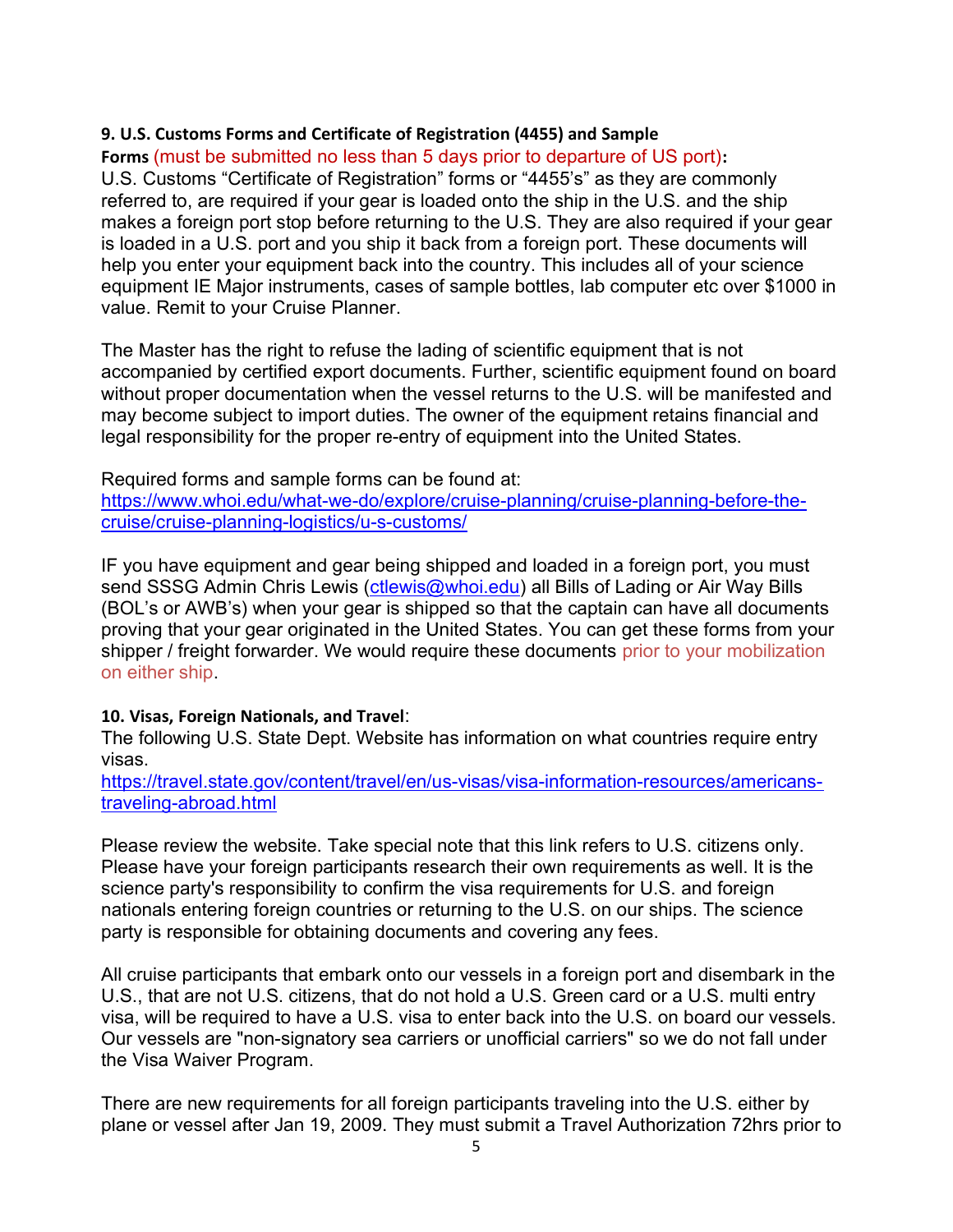**9. U.S. Customs Forms and Certificate of Registration (4455) and Sample Forms** (must be submitted no less than 5 days prior to departure of US port)**:**
U.S. Customs "Certificate of Registration" forms or "4455's" as they are commonly referred to, are required if your gear is loaded onto the ship in the U.S. and the ship makes a foreign port stop before returning to the U.S. They are also required if your gear is loaded in a U.S. port and you ship it back from a foreign port. These documents will help you enter your equipment back into the country. This includes all of your science equipment IE Major instruments, cases of sample bottles, lab computer etc over $1000 in value. Remit to your Cruise Planner.

The Master has the right to refuse the lading of scientific equipment that is not accompanied by certified export documents. Further, scientific equipment found on board without proper documentation when the vessel returns to the U.S. will be manifested and may become subject to import duties. The owner of the equipment retains financial and legal responsibility for the proper re-entry of equipment into the United States.

Required forms and sample forms can be found at:
https://www.whoi.edu/what-we-do/explore/cruise-planning/cruise-planning-before-the-cruise/cruise-planning-logistics/u-s-customs/

IF you have equipment and gear being shipped and loaded in a foreign port, you must send SSSG Admin Chris Lewis (ctlewis@whoi.edu) all Bills of Lading or Air Way Bills (BOL's or AWB's) when your gear is shipped so that the captain can have all documents proving that your gear originated in the United States. You can get these forms from your shipper / freight forwarder. We would require these documents prior to your mobilization on either ship.

**10. Visas, Foreign Nationals, and Travel**:
The following U.S. State Dept. Website has information on what countries require entry visas.
https://travel.state.gov/content/travel/en/us-visas/visa-information-resources/americans-traveling-abroad.html

Please review the website. Take special note that this link refers to U.S. citizens only. Please have your foreign participants research their own requirements as well. It is the science party's responsibility to confirm the visa requirements for U.S. and foreign nationals entering foreign countries or returning to the U.S. on our ships. The science party is responsible for obtaining documents and covering any fees.

All cruise participants that embark onto our vessels in a foreign port and disembark in the U.S., that are not U.S. citizens, that do not hold a U.S. Green card or a U.S. multi entry visa, will be required to have a U.S. visa to enter back into the U.S. on board our vessels. Our vessels are "non-signatory sea carriers or unofficial carriers" so we do not fall under the Visa Waiver Program.

There are new requirements for all foreign participants traveling into the U.S. either by plane or vessel after Jan 19, 2009. They must submit a Travel Authorization 72hrs prior to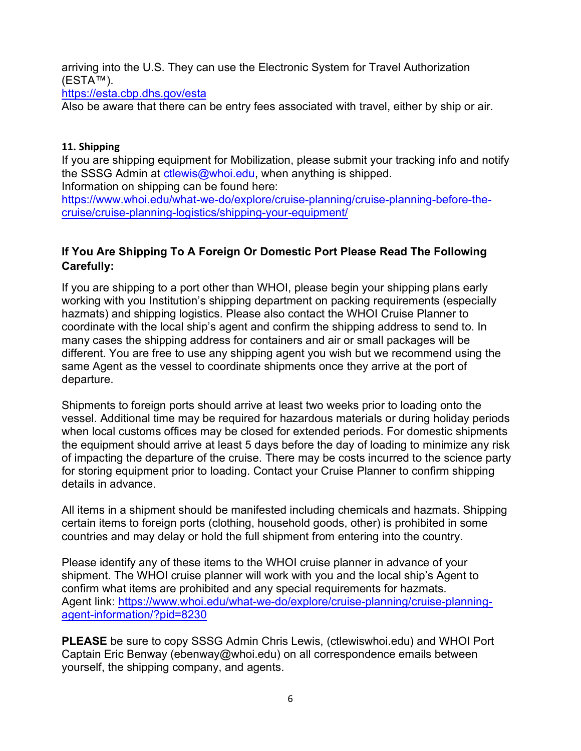arriving into the U.S. They can use the Electronic System for Travel Authorization (ESTA™).
https://esta.cbp.dhs.gov/esta
Also be aware that there can be entry fees associated with travel, either by ship or air.

### 11. Shipping

If you are shipping equipment for Mobilization, please submit your tracking info and notify the SSSG Admin at ctlewis@whoi.edu, when anything is shipped.
Information on shipping can be found here:
https://www.whoi.edu/what-we-do/explore/cruise-planning/cruise-planning-before-the-cruise/cruise-planning-logistics/shipping-your-equipment/

### If You Are Shipping To A Foreign Or Domestic Port Please Read The Following Carefully:

If you are shipping to a port other than WHOI, please begin your shipping plans early working with you Institution's shipping department on packing requirements (especially hazmats) and shipping logistics. Please also contact the WHOI Cruise Planner to coordinate with the local ship's agent and confirm the shipping address to send to. In many cases the shipping address for containers and air or small packages will be different. You are free to use any shipping agent you wish but we recommend using the same Agent as the vessel to coordinate shipments once they arrive at the port of departure.

Shipments to foreign ports should arrive at least two weeks prior to loading onto the vessel. Additional time may be required for hazardous materials or during holiday periods when local customs offices may be closed for extended periods. For domestic shipments the equipment should arrive at least 5 days before the day of loading to minimize any risk of impacting the departure of the cruise. There may be costs incurred to the science party for storing equipment prior to loading. Contact your Cruise Planner to confirm shipping details in advance.

All items in a shipment should be manifested including chemicals and hazmats. Shipping certain items to foreign ports (clothing, household goods, other) is prohibited in some countries and may delay or hold the full shipment from entering into the country.

Please identify any of these items to the WHOI cruise planner in advance of your shipment. The WHOI cruise planner will work with you and the local ship's Agent to confirm what items are prohibited and any special requirements for hazmats.
Agent link: https://www.whoi.edu/what-we-do/explore/cruise-planning/cruise-planning-agent-information/?pid=8230

**PLEASE** be sure to copy SSSG Admin Chris Lewis, (ctlewiswhoi.edu) and WHOI Port Captain Eric Benway (ebenway@whoi.edu) on all correspondence emails between yourself, the shipping company, and agents.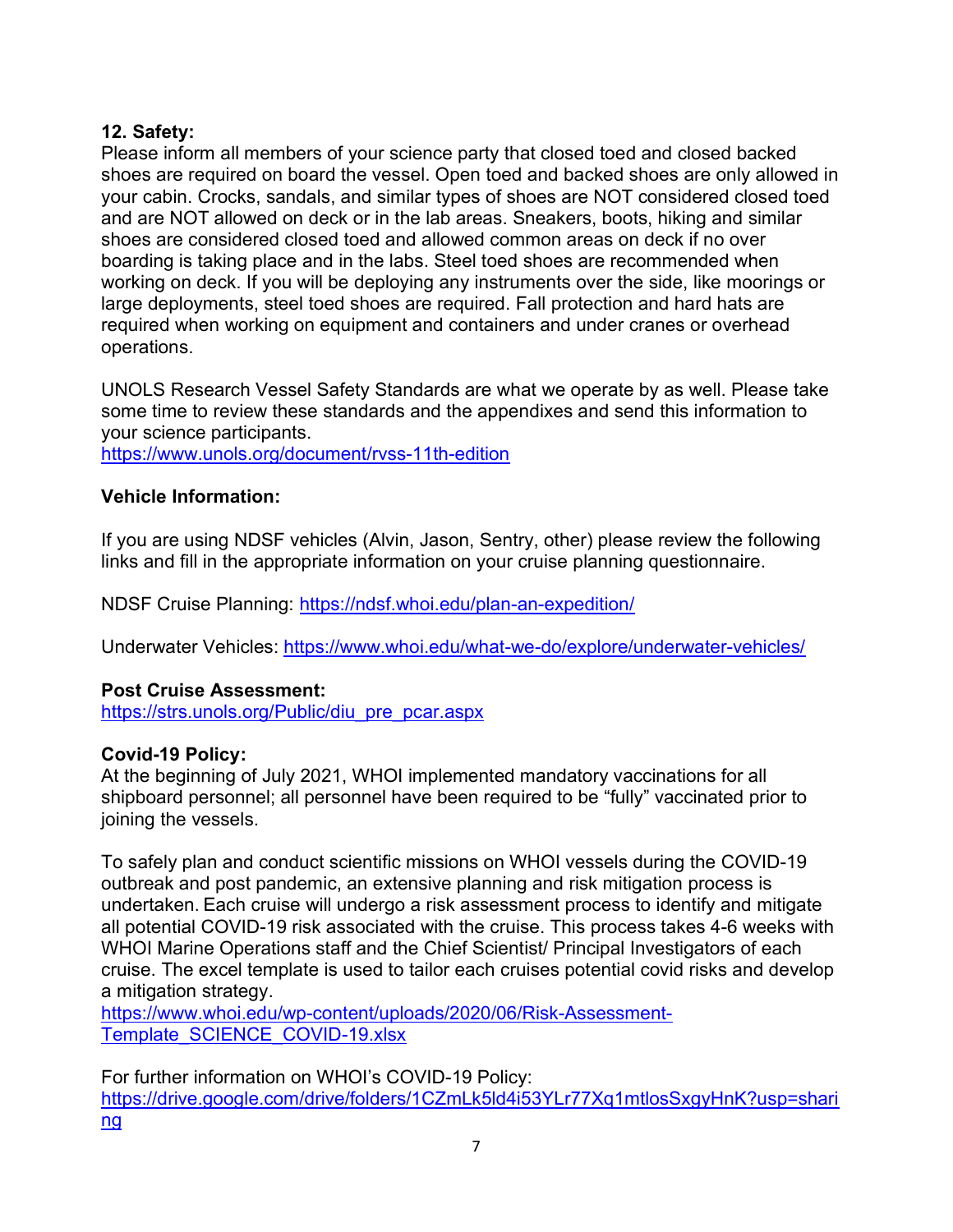**12. Safety:**

Please inform all members of your science party that closed toed and closed backed shoes are required on board the vessel. Open toed and backed shoes are only allowed in your cabin. Crocks, sandals, and similar types of shoes are NOT considered closed toed and are NOT allowed on deck or in the lab areas. Sneakers, boots, hiking and similar shoes are considered closed toed and allowed common areas on deck if no over boarding is taking place and in the labs. Steel toed shoes are recommended when working on deck. If you will be deploying any instruments over the side, like moorings or large deployments, steel toed shoes are required. Fall protection and hard hats are required when working on equipment and containers and under cranes or overhead operations.

UNOLS Research Vessel Safety Standards are what we operate by as well. Please take some time to review these standards and the appendixes and send this information to your science participants.
https://www.unols.org/document/rvss-11th-edition

**Vehicle Information:**

If you are using NDSF vehicles (Alvin, Jason, Sentry, other) please review the following links and fill in the appropriate information on your cruise planning questionnaire.

NDSF Cruise Planning: https://ndsf.whoi.edu/plan-an-expedition/

Underwater Vehicles: https://www.whoi.edu/what-we-do/explore/underwater-vehicles/

**Post Cruise Assessment:**
https://strs.unols.org/Public/diu_pre_pcar.aspx

**Covid-19 Policy:**

At the beginning of July 2021, WHOI implemented mandatory vaccinations for all shipboard personnel; all personnel have been required to be "fully" vaccinated prior to joining the vessels.

To safely plan and conduct scientific missions on WHOI vessels during the COVID-19 outbreak and post pandemic, an extensive planning and risk mitigation process is undertaken. Each cruise will undergo a risk assessment process to identify and mitigate all potential COVID-19 risk associated with the cruise. This process takes 4-6 weeks with WHOI Marine Operations staff and the Chief Scientist/ Principal Investigators of each cruise. The excel template is used to tailor each cruises potential covid risks and develop a mitigation strategy.
https://www.whoi.edu/wp-content/uploads/2020/06/Risk-Assessment-Template_SCIENCE_COVID-19.xlsx

For further information on WHOI's COVID-19 Policy:
https://drive.google.com/drive/folders/1CZmLk5ld4i53YLr77Xq1mtlosSxgyHnK?usp=sharing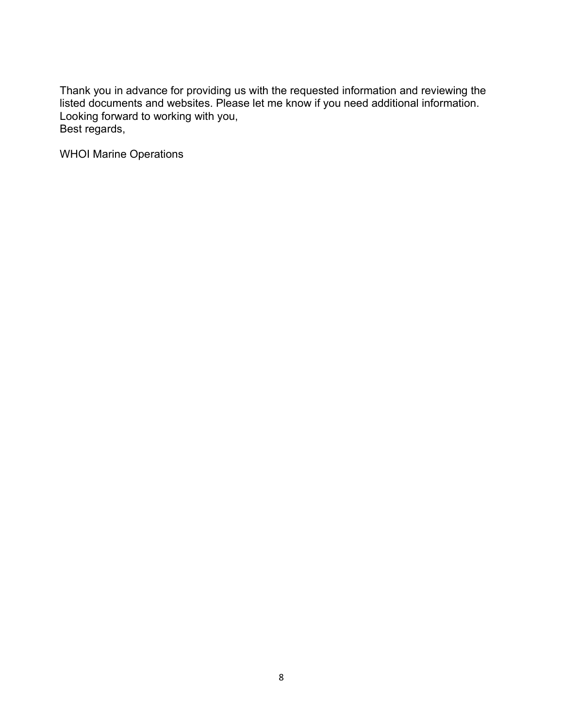Thank you in advance for providing us with the requested information and reviewing the listed documents and websites. Please let me know if you need additional information.
Looking forward to working with you,
Best regards,

WHOI Marine Operations